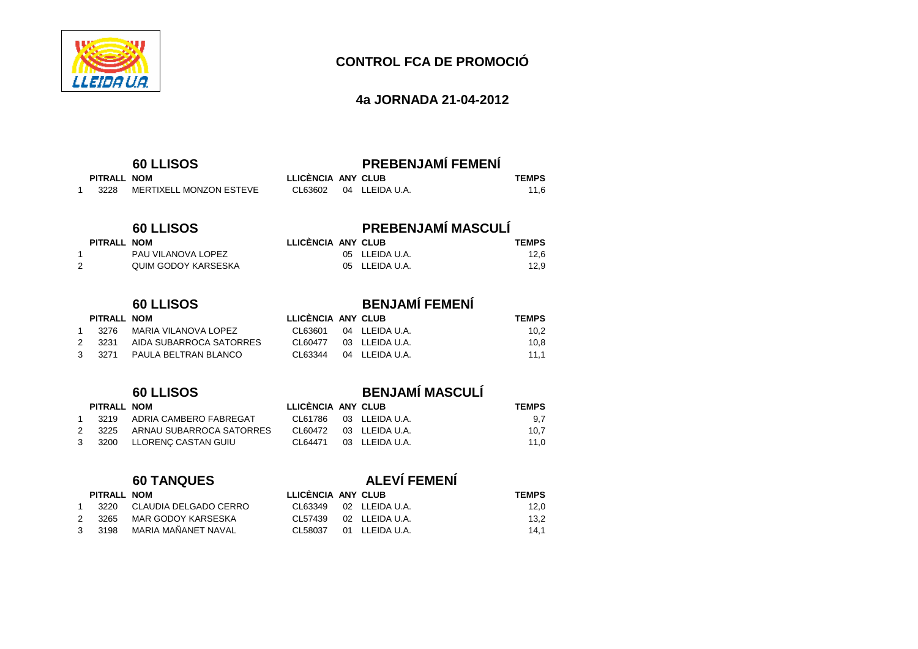# CONTROL FCA DE PROMOCIÓ

## 4a JORNADA 21-04-2012

### 60 LLISOS — PREBENJAMÍ FEMENÍ

| | PITRALL | NOM | LLICÈNCIA | ANY | CLUB | TEMPS |
|---|---|---|---|---|---|---|
| 1 | 3228 | MERTIXELL MONZON ESTEVE | CL63602 | 04 | LLEIDA U.A. | 11,6 |

### 60 LLISOS — PREBENJAMÍ MASCULÍ

| | PITRALL | NOM | LLICÈNCIA | ANY | CLUB | TEMPS |
|---|---|---|---|---|---|---|
| 1 | | PAU VILANOVA LOPEZ | | 05 | LLEIDA U.A. | 12,6 |
| 2 | | QUIM GODOY KARSESKA | | 05 | LLEIDA U.A. | 12,9 |

### 60 LLISOS — BENJAMÍ FEMENÍ

| | PITRALL | NOM | LLICÈNCIA | ANY | CLUB | TEMPS |
|---|---|---|---|---|---|---|
| 1 | 3276 | MARIA VILANOVA LOPEZ | CL63601 | 04 | LLEIDA U.A. | 10,2 |
| 2 | 3231 | AIDA SUBARROCA SATORRES | CL60477 | 03 | LLEIDA U.A. | 10,8 |
| 3 | 3271 | PAULA BELTRAN BLANCO | CL63344 | 04 | LLEIDA U.A. | 11,1 |

### 60 LLISOS — BENJAMÍ MASCULÍ

| | PITRALL | NOM | LLICÈNCIA | ANY | CLUB | TEMPS |
|---|---|---|---|---|---|---|
| 1 | 3219 | ADRIA CAMBERO FABREGAT | CL61786 | 03 | LLEIDA U.A. | 9,7 |
| 2 | 3225 | ARNAU SUBARROCA SATORRES | CL60472 | 03 | LLEIDA U.A. | 10,7 |
| 3 | 3200 | LLORENÇ CASTAN GUIU | CL64471 | 03 | LLEIDA U.A. | 11,0 |

### 60 TANQUES — ALEVÍ FEMENÍ

| | PITRALL | NOM | LLICÈNCIA | ANY | CLUB | TEMPS |
|---|---|---|---|---|---|---|
| 1 | 3220 | CLAUDIA DELGADO CERRO | CL63349 | 02 | LLEIDA U.A. | 12,0 |
| 2 | 3265 | MAR GODOY KARSESKA | CL57439 | 02 | LLEIDA U.A. | 13,2 |
| 3 | 3198 | MARIA MAÑANET NAVAL | CL58037 | 01 | LLEIDA U.A. | 14,1 |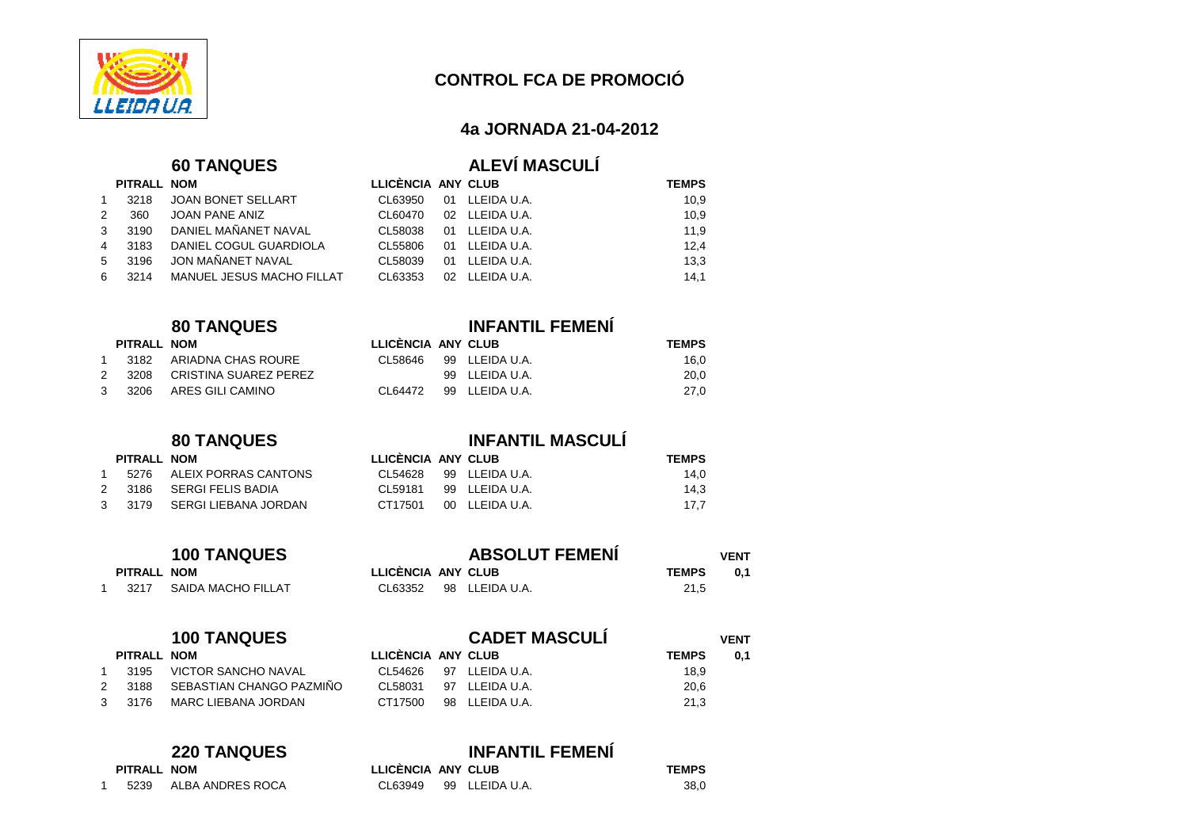# CONTROL FCA DE PROMOCIÓ

## 4a JORNADA 21-04-2012

### 60 TANQUES — ALEVÍ MASCULÍ

| | PITRALL | NOM | LLICÈNCIA | ANY | CLUB | TEMPS |
|---|---|---|---|---|---|---|
| 1 | 3218 | JOAN BONET SELLART | CL63950 | 01 | LLEIDA U.A. | 10,9 |
| 2 | 360 | JOAN PANE ANIZ | CL60470 | 02 | LLEIDA U.A. | 10,9 |
| 3 | 3190 | DANIEL MAÑANET NAVAL | CL58038 | 01 | LLEIDA U.A. | 11,9 |
| 4 | 3183 | DANIEL COGUL GUARDIOLA | CL55806 | 01 | LLEIDA U.A. | 12,4 |
| 5 | 3196 | JON MAÑANET NAVAL | CL58039 | 01 | LLEIDA U.A. | 13,3 |
| 6 | 3214 | MANUEL JESUS MACHO FILLAT | CL63353 | 02 | LLEIDA U.A. | 14,1 |

### 80 TANQUES — INFANTIL FEMENÍ

| | PITRALL | NOM | LLICÈNCIA | ANY | CLUB | TEMPS |
|---|---|---|---|---|---|---|
| 1 | 3182 | ARIADNA CHAS ROURE | CL58646 | 99 | LLEIDA U.A. | 16,0 |
| 2 | 3208 | CRISTINA SUAREZ PEREZ | | 99 | LLEIDA U.A. | 20,0 |
| 3 | 3206 | ARES GILI CAMINO | CL64472 | 99 | LLEIDA U.A. | 27,0 |

### 80 TANQUES — INFANTIL MASCULÍ

| | PITRALL | NOM | LLICÈNCIA | ANY | CLUB | TEMPS |
|---|---|---|---|---|---|---|
| 1 | 5276 | ALEIX PORRAS CANTONS | CL54628 | 99 | LLEIDA U.A. | 14,0 |
| 2 | 3186 | SERGI FELIS BADIA | CL59181 | 99 | LLEIDA U.A. | 14,3 |
| 3 | 3179 | SERGI LIEBANA JORDAN | CT17501 | 00 | LLEIDA U.A. | 17,7 |

### 100 TANQUES — ABSOLUT FEMENÍ

| | PITRALL | NOM | LLICÈNCIA | ANY | CLUB | TEMPS | VENT 0,1 |
|---|---|---|---|---|---|---|---|
| 1 | 3217 | SAIDA MACHO FILLAT | CL63352 | 98 | LLEIDA U.A. | 21,5 | |

### 100 TANQUES — CADET MASCULÍ

| | PITRALL | NOM | LLICÈNCIA | ANY | CLUB | TEMPS | VENT 0,1 |
|---|---|---|---|---|---|---|---|
| 1 | 3195 | VICTOR SANCHO NAVAL | CL54626 | 97 | LLEIDA U.A. | 18,9 | |
| 2 | 3188 | SEBASTIAN CHANGO PAZMIÑO | CL58031 | 97 | LLEIDA U.A. | 20,6 | |
| 3 | 3176 | MARC LIEBANA JORDAN | CT17500 | 98 | LLEIDA U.A. | 21,3 | |

### 220 TANQUES — INFANTIL FEMENÍ

| | PITRALL | NOM | LLICÈNCIA | ANY | CLUB | TEMPS |
|---|---|---|---|---|---|---|
| 1 | 5239 | ALBA ANDRES ROCA | CL63949 | 99 | LLEIDA U.A. | 38,0 |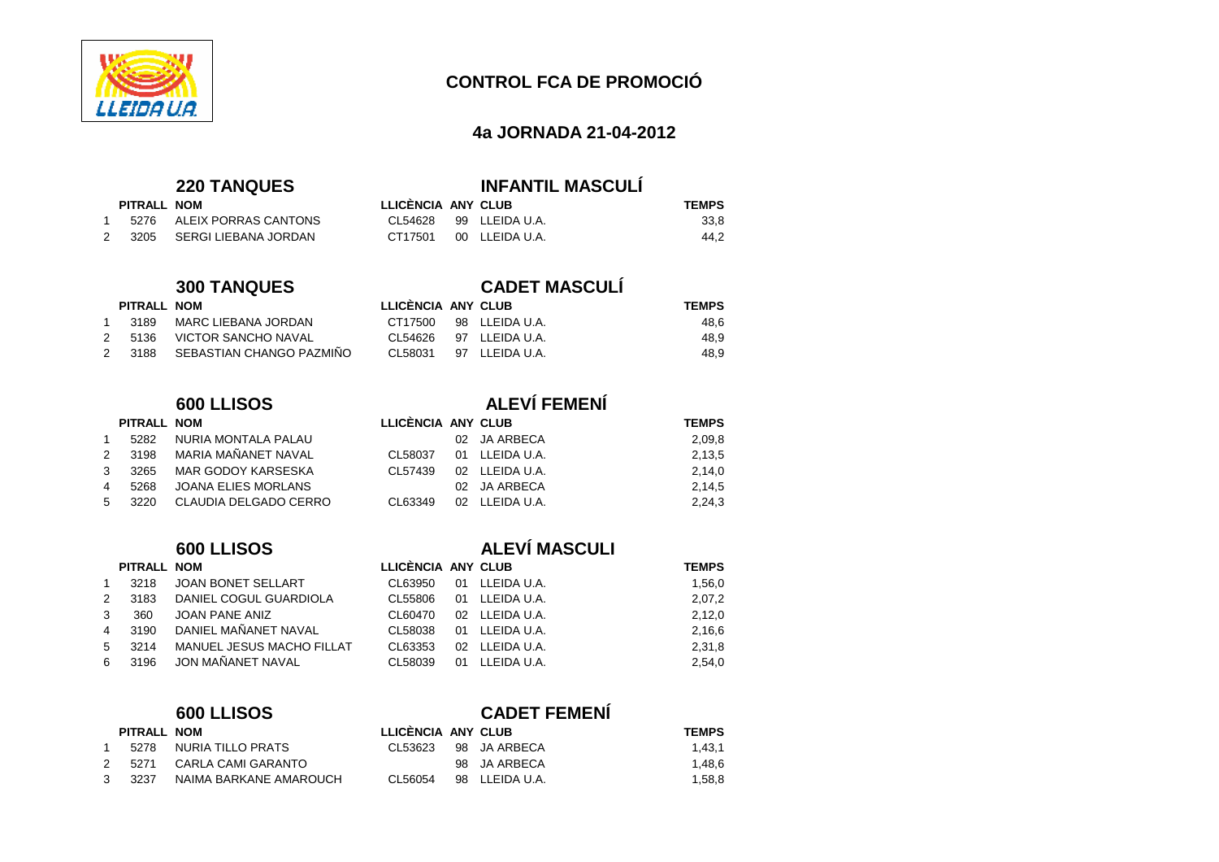# CONTROL FCA DE PROMOCIÓ

## 4a JORNADA 21-04-2012

### 220 TANQUES — INFANTIL MASCULÍ

| | PITRALL | NOM | LLICÈNCIA | ANY | CLUB | TEMPS |
|---|---|---|---|---|---|---|
| 1 | 5276 | ALEIX PORRAS CANTONS | CL54628 | 99 | LLEIDA U.A. | 33,8 |
| 2 | 3205 | SERGI LIEBANA JORDAN | CT17501 | 00 | LLEIDA U.A. | 44,2 |

### 300 TANQUES — CADET MASCULÍ

| | PITRALL | NOM | LLICÈNCIA | ANY | CLUB | TEMPS |
|---|---|---|---|---|---|---|
| 1 | 3189 | MARC LIEBANA JORDAN | CT17500 | 98 | LLEIDA U.A. | 48,6 |
| 2 | 5136 | VICTOR SANCHO NAVAL | CL54626 | 97 | LLEIDA U.A. | 48,9 |
| 2 | 3188 | SEBASTIAN CHANGO PAZMIÑO | CL58031 | 97 | LLEIDA U.A. | 48,9 |

### 600 LLISOS — ALEVÍ FEMENÍ

| | PITRALL | NOM | LLICÈNCIA | ANY | CLUB | TEMPS |
|---|---|---|---|---|---|---|
| 1 | 5282 | NURIA MONTALA PALAU | | 02 | JA ARBECA | 2,09,8 |
| 2 | 3198 | MARIA MAÑANET NAVAL | CL58037 | 01 | LLEIDA U.A. | 2,13,5 |
| 3 | 3265 | MAR GODOY KARSESKA | CL57439 | 02 | LLEIDA U.A. | 2,14,0 |
| 4 | 5268 | JOANA ELIES MORLANS | | 02 | JA ARBECA | 2,14,5 |
| 5 | 3220 | CLAUDIA DELGADO CERRO | CL63349 | 02 | LLEIDA U.A. | 2,24,3 |

### 600 LLISOS — ALEVÍ MASCULI

| | PITRALL | NOM | LLICÈNCIA | ANY | CLUB | TEMPS |
|---|---|---|---|---|---|---|
| 1 | 3218 | JOAN BONET SELLART | CL63950 | 01 | LLEIDA U.A. | 1,56,0 |
| 2 | 3183 | DANIEL COGUL GUARDIOLA | CL55806 | 01 | LLEIDA U.A. | 2,07,2 |
| 3 | 360 | JOAN PANE ANIZ | CL60470 | 02 | LLEIDA U.A. | 2,12,0 |
| 4 | 3190 | DANIEL MAÑANET NAVAL | CL58038 | 01 | LLEIDA U.A. | 2,16,6 |
| 5 | 3214 | MANUEL JESUS MACHO FILLAT | CL63353 | 02 | LLEIDA U.A. | 2,31,8 |
| 6 | 3196 | JON MAÑANET NAVAL | CL58039 | 01 | LLEIDA U.A. | 2,54,0 |

### 600 LLISOS — CADET FEMENÍ

| | PITRALL | NOM | LLICÈNCIA | ANY | CLUB | TEMPS |
|---|---|---|---|---|---|---|
| 1 | 5278 | NURIA TILLO PRATS | CL53623 | 98 | JA ARBECA | 1,43,1 |
| 2 | 5271 | CARLA CAMI GARANTO | | 98 | JA ARBECA | 1,48,6 |
| 3 | 3237 | NAIMA BARKANE AMAROUCH | CL56054 | 98 | LLEIDA U.A. | 1,58,8 |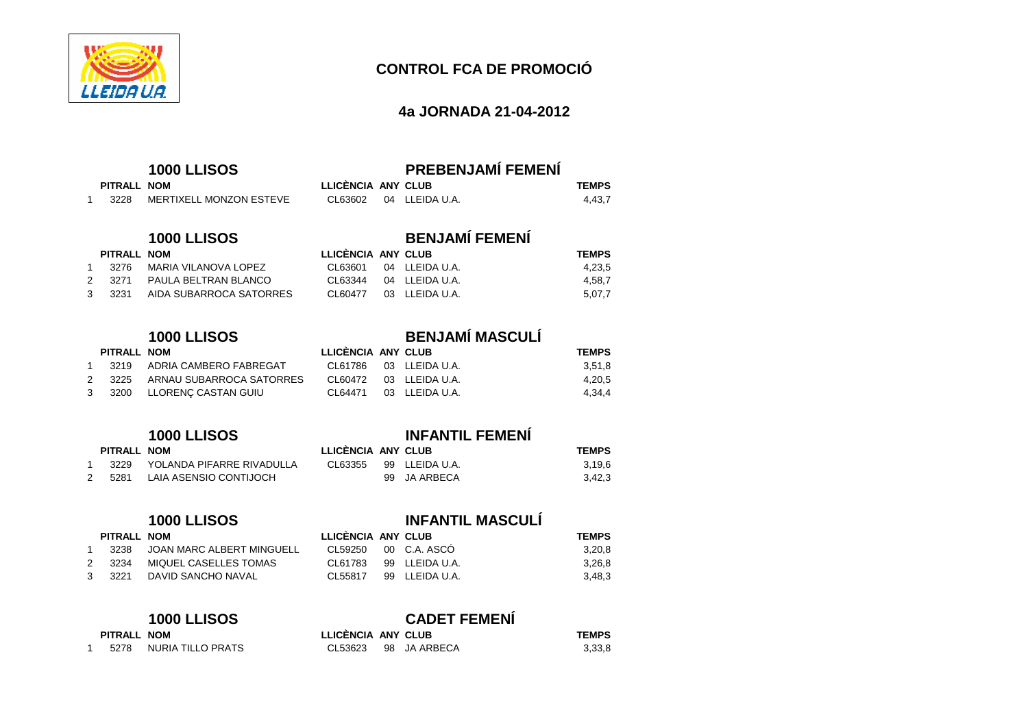## CONTROL FCA DE PROMOCIÓ

### 4a JORNADA 21-04-2012

### 1000 LLISOS — PREBENJAMÍ FEMENÍ

| | PITRALL | NOM | LLICÈNCIA | ANY | CLUB | TEMPS |
|---|---|---|---|---|---|---|
| 1 | 3228 | MERTIXELL MONZON ESTEVE | CL63602 | 04 | LLEIDA U.A. | 4,43,7 |

### 1000 LLISOS — BENJAMÍ FEMENÍ

| | PITRALL | NOM | LLICÈNCIA | ANY | CLUB | TEMPS |
|---|---|---|---|---|---|---|
| 1 | 3276 | MARIA VILANOVA LOPEZ | CL63601 | 04 | LLEIDA U.A. | 4,23,5 |
| 2 | 3271 | PAULA BELTRAN BLANCO | CL63344 | 04 | LLEIDA U.A. | 4,58,7 |
| 3 | 3231 | AIDA SUBARROCA SATORRES | CL60477 | 03 | LLEIDA U.A. | 5,07,7 |

### 1000 LLISOS — BENJAMÍ MASCULÍ

| | PITRALL | NOM | LLICÈNCIA | ANY | CLUB | TEMPS |
|---|---|---|---|---|---|---|
| 1 | 3219 | ADRIA CAMBERO FABREGAT | CL61786 | 03 | LLEIDA U.A. | 3,51,8 |
| 2 | 3225 | ARNAU SUBARROCA SATORRES | CL60472 | 03 | LLEIDA U.A. | 4,20,5 |
| 3 | 3200 | LLORENÇ CASTAN GUIU | CL64471 | 03 | LLEIDA U.A. | 4,34,4 |

### 1000 LLISOS — INFANTIL FEMENÍ

| | PITRALL | NOM | LLICÈNCIA | ANY | CLUB | TEMPS |
|---|---|---|---|---|---|---|
| 1 | 3229 | YOLANDA PIFARRE RIVADULLA | CL63355 | 99 | LLEIDA U.A. | 3,19,6 |
| 2 | 5281 | LAIA ASENSIO CONTIJOCH | | 99 | JA ARBECA | 3,42,3 |

### 1000 LLISOS — INFANTIL MASCULÍ

| | PITRALL | NOM | LLICÈNCIA | ANY | CLUB | TEMPS |
|---|---|---|---|---|---|---|
| 1 | 3238 | JOAN MARC ALBERT MINGUELL | CL59250 | 00 | C.A. ASCÓ | 3,20,8 |
| 2 | 3234 | MIQUEL CASELLES TOMAS | CL61783 | 99 | LLEIDA U.A. | 3,26,8 |
| 3 | 3221 | DAVID SANCHO NAVAL | CL55817 | 99 | LLEIDA U.A. | 3,48,3 |

### 1000 LLISOS — CADET FEMENÍ

| | PITRALL | NOM | LLICÈNCIA | ANY | CLUB | TEMPS |
|---|---|---|---|---|---|---|
| 1 | 5278 | NURIA TILLO PRATS | CL53623 | 98 | JA ARBECA | 3,33,8 |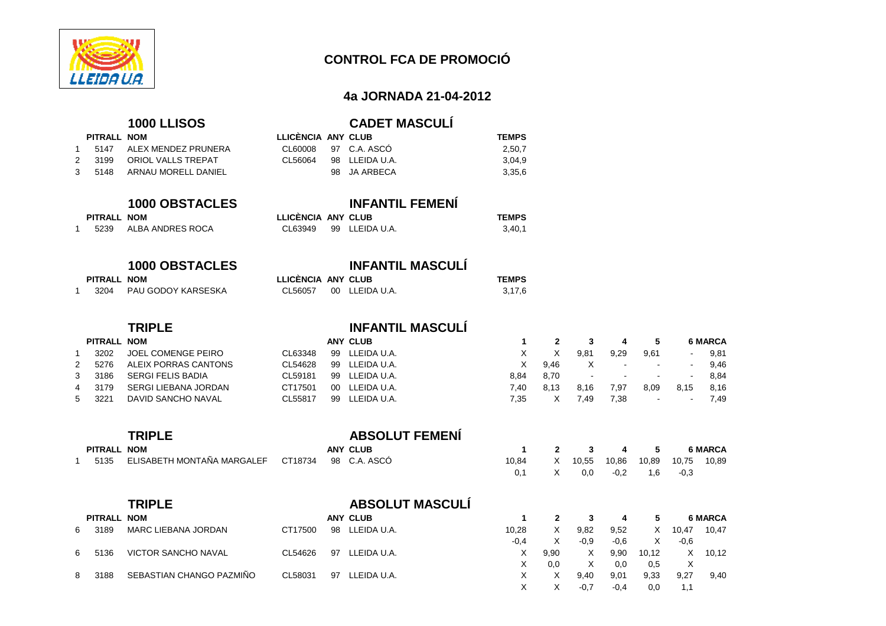# CONTROL FCA DE PROMOCIÓ

## 4a JORNADA 21-04-2012

### 1000 LLISOS — CADET MASCULÍ

| | PITRALL | NOM | LLICÈNCIA | ANY | CLUB | TEMPS |
|---|---|---|---|---|---|---|
| 1 | 5147 | ALEX MENDEZ PRUNERA | CL60008 | 97 | C.A. ASCÓ | 2,50,7 |
| 2 | 3199 | ORIOL VALLS TREPAT | CL56064 | 98 | LLEIDA U.A. | 3,04,9 |
| 3 | 5148 | ARNAU MORELL DANIEL | | 98 | JA ARBECA | 3,35,6 |

### 1000 OBSTACLES — INFANTIL FEMENÍ

| | PITRALL | NOM | LLICÈNCIA | ANY | CLUB | TEMPS |
|---|---|---|---|---|---|---|
| 1 | 5239 | ALBA ANDRES ROCA | CL63949 | 99 | LLEIDA U.A. | 3,40,1 |

### 1000 OBSTACLES — INFANTIL MASCULÍ

| | PITRALL | NOM | LLICÈNCIA | ANY | CLUB | TEMPS |
|---|---|---|---|---|---|---|
| 1 | 3204 | PAU GODOY KARSESKA | CL56057 | 00 | LLEIDA U.A. | 3,17,6 |

### TRIPLE — INFANTIL MASCULÍ

| | PITRALL | NOM | | ANY | CLUB | 1 | 2 | 3 | 4 | 5 | 6 | MARCA |
|---|---|---|---|---|---|---|---|---|---|---|---|---|
| 1 | 3202 | JOEL COMENGE PEIRO | CL63348 | 99 | LLEIDA U.A. | X | X | 9,81 | 9,29 | 9,61 | - | 9,81 |
| 2 | 5276 | ALEIX PORRAS CANTONS | CL54628 | 99 | LLEIDA U.A. | X | 9,46 | X | - | - | - | 9,46 |
| 3 | 3186 | SERGI FELIS BADIA | CL59181 | 99 | LLEIDA U.A. | 8,84 | 8,70 | - | - | - | - | 8,84 |
| 4 | 3179 | SERGI LIEBANA JORDAN | CT17501 | 00 | LLEIDA U.A. | 7,40 | 8,13 | 8,16 | 7,97 | 8,09 | 8,15 | 8,16 |
| 5 | 3221 | DAVID SANCHO NAVAL | CL55817 | 99 | LLEIDA U.A. | 7,35 | X | 7,49 | 7,38 | - | - | 7,49 |

### TRIPLE — ABSOLUT FEMENÍ

| | PITRALL | NOM | | ANY | CLUB | 1 | 2 | 3 | 4 | 5 | 6 | MARCA |
|---|---|---|---|---|---|---|---|---|---|---|---|---|
| 1 | 5135 | ELISABETH MONTAÑA MARGALEF | CT18734 | 98 | C.A. ASCÓ | 10,84 | X | 10,55 | 10,86 | 10,89 | 10,75 | 10,89 |
| | | | | | | 0,1 | X | 0,0 | -0,2 | 1,6 | -0,3 | |

### TRIPLE — ABSOLUT MASCULÍ

| | PITRALL | NOM | | ANY | CLUB | 1 | 2 | 3 | 4 | 5 | 6 | MARCA |
|---|---|---|---|---|---|---|---|---|---|---|---|---|
| 6 | 3189 | MARC LIEBANA JORDAN | CT17500 | 98 | LLEIDA U.A. | 10,28 | X | 9,82 | 9,52 | X | 10,47 | 10,47 |
| | | | | | | -0,4 | X | -0,9 | -0,6 | X | -0,6 | |
| 6 | 5136 | VICTOR SANCHO NAVAL | CL54626 | 97 | LLEIDA U.A. | X | 9,90 | X | 9,90 | 10,12 | X | 10,12 |
| | | | | | | X | 0,0 | X | 0,0 | 0,5 | X | |
| 8 | 3188 | SEBASTIAN CHANGO PAZMIÑO | CL58031 | 97 | LLEIDA U.A. | X | X | 9,40 | 9,01 | 9,33 | 9,27 | 9,40 |
| | | | | | | X | X | -0,7 | -0,4 | 0,0 | 1,1 | |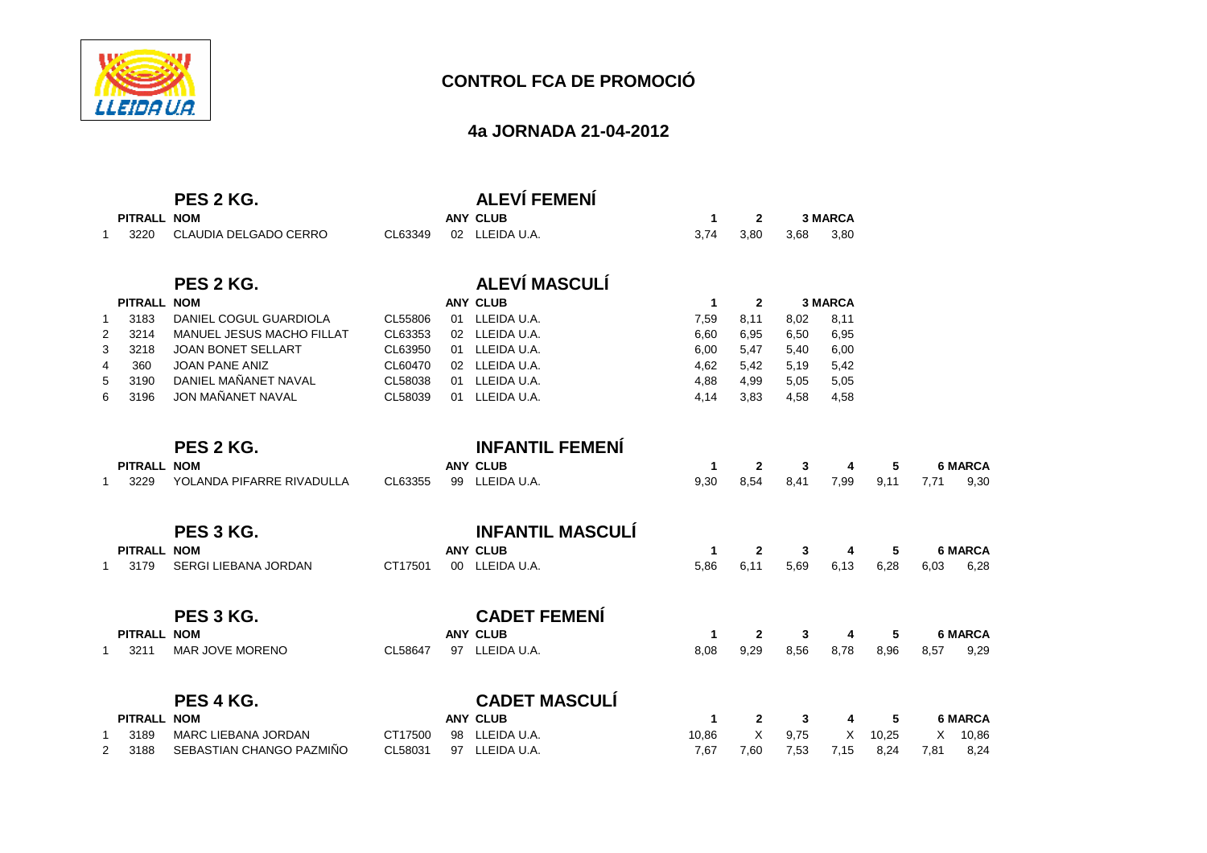## CONTROL FCA DE PROMOCIÓ

### 4a JORNADA 21-04-2012

### PES 2 KG. — ALEVÍ FEMENÍ

| | PITRALL | NOM | | ANY | CLUB | 1 | 2 | 3 | MARCA |
|---|---|---|---|---|---|---|---|---|---|
| 1 | 3220 | CLAUDIA DELGADO CERRO | CL63349 | 02 | LLEIDA U.A. | 3,74 | 3,80 | 3,68 | 3,80 |

### PES 2 KG. — ALEVÍ MASCULÍ

| | PITRALL | NOM | | ANY | CLUB | 1 | 2 | 3 | MARCA |
|---|---|---|---|---|---|---|---|---|---|
| 1 | 3183 | DANIEL COGUL GUARDIOLA | CL55806 | 01 | LLEIDA U.A. | 7,59 | 8,11 | 8,02 | 8,11 |
| 2 | 3214 | MANUEL JESUS MACHO FILLAT | CL63353 | 02 | LLEIDA U.A. | 6,60 | 6,95 | 6,50 | 6,95 |
| 3 | 3218 | JOAN BONET SELLART | CL63950 | 01 | LLEIDA U.A. | 6,00 | 5,47 | 5,40 | 6,00 |
| 4 | 360 | JOAN PANE ANIZ | CL60470 | 02 | LLEIDA U.A. | 4,62 | 5,42 | 5,19 | 5,42 |
| 5 | 3190 | DANIEL MAÑANET NAVAL | CL58038 | 01 | LLEIDA U.A. | 4,88 | 4,99 | 5,05 | 5,05 |
| 6 | 3196 | JON MAÑANET NAVAL | CL58039 | 01 | LLEIDA U.A. | 4,14 | 3,83 | 4,58 | 4,58 |

### PES 2 KG. — INFANTIL FEMENÍ

| | PITRALL | NOM | | ANY | CLUB | 1 | 2 | 3 | 4 | 5 | 6 | MARCA |
|---|---|---|---|---|---|---|---|---|---|---|---|---|
| 1 | 3229 | YOLANDA PIFARRE RIVADULLA | CL63355 | 99 | LLEIDA U.A. | 9,30 | 8,54 | 8,41 | 7,99 | 9,11 | 7,71 | 9,30 |

### PES 3 KG. — INFANTIL MASCULÍ

| | PITRALL | NOM | | ANY | CLUB | 1 | 2 | 3 | 4 | 5 | 6 | MARCA |
|---|---|---|---|---|---|---|---|---|---|---|---|---|
| 1 | 3179 | SERGI LIEBANA JORDAN | CT17501 | 00 | LLEIDA U.A. | 5,86 | 6,11 | 5,69 | 6,13 | 6,28 | 6,03 | 6,28 |

### PES 3 KG. — CADET FEMENÍ

| | PITRALL | NOM | | ANY | CLUB | 1 | 2 | 3 | 4 | 5 | 6 | MARCA |
|---|---|---|---|---|---|---|---|---|---|---|---|---|
| 1 | 3211 | MAR JOVE MORENO | CL58647 | 97 | LLEIDA U.A. | 8,08 | 9,29 | 8,56 | 8,78 | 8,96 | 8,57 | 9,29 |

### PES 4 KG. — CADET MASCULÍ

| | PITRALL | NOM | | ANY | CLUB | 1 | 2 | 3 | 4 | 5 | 6 | MARCA |
|---|---|---|---|---|---|---|---|---|---|---|---|---|
| 1 | 3189 | MARC LIEBANA JORDAN | CT17500 | 98 | LLEIDA U.A. | 10,86 | X | 9,75 | X | 10,25 | X | 10,86 |
| 2 | 3188 | SEBASTIAN CHANGO PAZMIÑO | CL58031 | 97 | LLEIDA U.A. | 7,67 | 7,60 | 7,53 | 7,15 | 8,24 | 7,81 | 8,24 |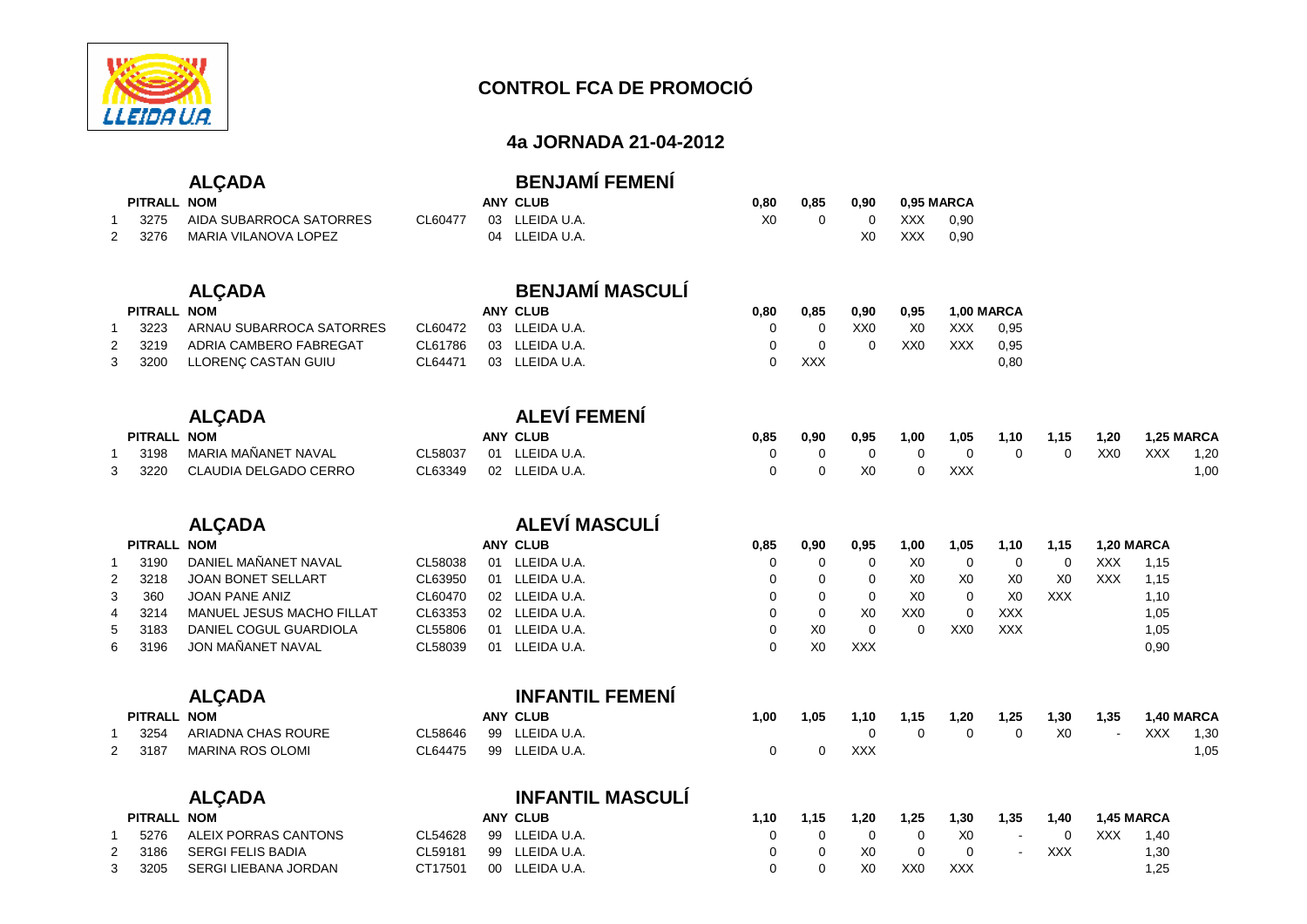# CONTROL FCA DE PROMOCIÓ

## 4a JORNADA 21-04-2012

### ALÇADA — BENJAMÍ FEMENÍ

| | PITRALL | NOM | | ANY | CLUB | 0,80 | 0,85 | 0,90 | 0,95 | MARCA |
|---|---|---|---|---|---|---|---|---|---|---|
| 1 | 3275 | AIDA SUBARROCA SATORRES | CL60477 | 03 | LLEIDA U.A. | X0 | 0 | 0 | XXX | 0,90 |
| 2 | 3276 | MARIA VILANOVA LOPEZ | | 04 | LLEIDA U.A. | | | X0 | XXX | 0,90 |

### ALÇADA — BENJAMÍ MASCULÍ

| | PITRALL | NOM | | ANY | CLUB | 0,80 | 0,85 | 0,90 | 0,95 | 1,00 | MARCA |
|---|---|---|---|---|---|---|---|---|---|---|---|
| 1 | 3223 | ARNAU SUBARROCA SATORRES | CL60472 | 03 | LLEIDA U.A. | 0 | 0 | XX0 | X0 | XXX | 0,95 |
| 2 | 3219 | ADRIA CAMBERO FABREGAT | CL61786 | 03 | LLEIDA U.A. | 0 | 0 | 0 | XX0 | XXX | 0,95 |
| 3 | 3200 | LLORENÇ CASTAN GUIU | CL64471 | 03 | LLEIDA U.A. | 0 | XXX | | | | 0,80 |

### ALÇADA — ALEVÍ FEMENÍ

| | PITRALL | NOM | | ANY | CLUB | 0,85 | 0,90 | 0,95 | 1,00 | 1,05 | 1,10 | 1,15 | 1,20 | 1,25 | MARCA |
|---|---|---|---|---|---|---|---|---|---|---|---|---|---|---|---|
| 1 | 3198 | MARIA MAÑANET NAVAL | CL58037 | 01 | LLEIDA U.A. | 0 | 0 | 0 | 0 | 0 | 0 | 0 | XX0 | XXX | 1,20 |
| 3 | 3220 | CLAUDIA DELGADO CERRO | CL63349 | 02 | LLEIDA U.A. | 0 | 0 | X0 | 0 | XXX | | | | | 1,00 |

### ALÇADA — ALEVÍ MASCULÍ

| | PITRALL | NOM | | ANY | CLUB | 0,85 | 0,90 | 0,95 | 1,00 | 1,05 | 1,10 | 1,15 | 1,20 | MARCA |
|---|---|---|---|---|---|---|---|---|---|---|---|---|---|---|
| 1 | 3190 | DANIEL MAÑANET NAVAL | CL58038 | 01 | LLEIDA U.A. | 0 | 0 | 0 | X0 | 0 | 0 | 0 | XXX | 1,15 |
| 2 | 3218 | JOAN BONET SELLART | CL63950 | 01 | LLEIDA U.A. | 0 | 0 | 0 | X0 | X0 | X0 | X0 | XXX | 1,15 |
| 3 | 360 | JOAN PANE ANIZ | CL60470 | 02 | LLEIDA U.A. | 0 | 0 | 0 | X0 | 0 | X0 | XXX | | 1,10 |
| 4 | 3214 | MANUEL JESUS MACHO FILLAT | CL63353 | 02 | LLEIDA U.A. | 0 | 0 | X0 | XX0 | 0 | XXX | | | 1,05 |
| 5 | 3183 | DANIEL COGUL GUARDIOLA | CL55806 | 01 | LLEIDA U.A. | 0 | X0 | 0 | 0 | XX0 | XXX | | | 1,05 |
| 6 | 3196 | JON MAÑANET NAVAL | CL58039 | 01 | LLEIDA U.A. | 0 | X0 | XXX | | | | | | 0,90 |

### ALÇADA — INFANTIL FEMENÍ

| | PITRALL | NOM | | ANY | CLUB | 1,00 | 1,05 | 1,10 | 1,15 | 1,20 | 1,25 | 1,30 | 1,35 | 1,40 | MARCA |
|---|---|---|---|---|---|---|---|---|---|---|---|---|---|---|---|
| 1 | 3254 | ARIADNA CHAS ROURE | CL58646 | 99 | LLEIDA U.A. | | | 0 | 0 | 0 | 0 | X0 | - | XXX | 1,30 |
| 2 | 3187 | MARINA ROS OLOMI | CL64475 | 99 | LLEIDA U.A. | 0 | 0 | XXX | | | | | | | 1,05 |

### ALÇADA — INFANTIL MASCULÍ

| | PITRALL | NOM | | ANY | CLUB | 1,10 | 1,15 | 1,20 | 1,25 | 1,30 | 1,35 | 1,40 | 1,45 | MARCA |
|---|---|---|---|---|---|---|---|---|---|---|---|---|---|---|
| 1 | 5276 | ALEIX PORRAS CANTONS | CL54628 | 99 | LLEIDA U.A. | 0 | 0 | 0 | 0 | X0 | - | 0 | XXX | 1,40 |
| 2 | 3186 | SERGI FELIS BADIA | CL59181 | 99 | LLEIDA U.A. | 0 | 0 | X0 | 0 | 0 | - | XXX | | 1,30 |
| 3 | 3205 | SERGI LIEBANA JORDAN | CT17501 | 00 | LLEIDA U.A. | 0 | 0 | X0 | XX0 | XXX | | | | 1,25 |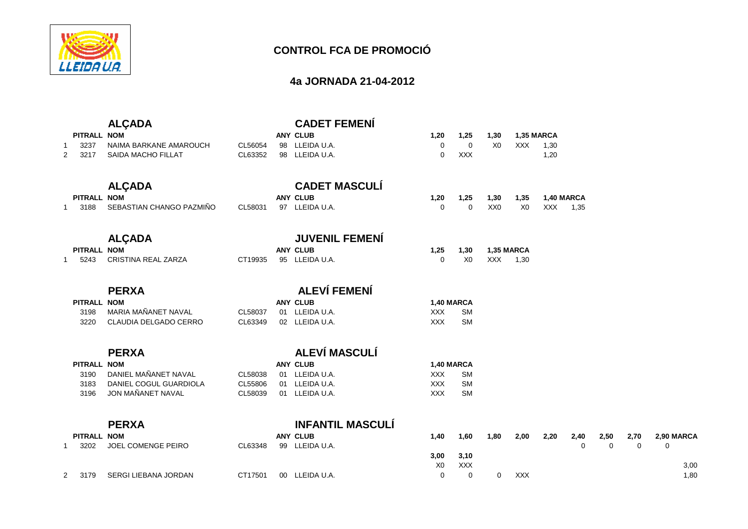# CONTROL FCA DE PROMOCIÓ

## 4a JORNADA 21-04-2012

### ALÇADA — CADET FEMENÍ

| | PITRALL | NOM | | ANY | CLUB | 1,20 | 1,25 | 1,30 | 1,35 | MARCA |
|---|---|---|---|---|---|---|---|---|---|---|
| 1 | 3237 | NAIMA BARKANE AMAROUCH | CL56054 | 98 | LLEIDA U.A. | 0 | 0 | X0 | XXX | 1,30 |
| 2 | 3217 | SAIDA MACHO FILLAT | CL63352 | 98 | LLEIDA U.A. | 0 | XXX | | | 1,20 |

### ALÇADA — CADET MASCULÍ

| | PITRALL | NOM | | ANY | CLUB | 1,20 | 1,25 | 1,30 | 1,35 | 1,40 | MARCA |
|---|---|---|---|---|---|---|---|---|---|---|---|
| 1 | 3188 | SEBASTIAN CHANGO PAZMIÑO | CL58031 | 97 | LLEIDA U.A. | 0 | 0 | XX0 | X0 | XXX | 1,35 |

### ALÇADA — JUVENIL FEMENÍ

| | PITRALL | NOM | | ANY | CLUB | 1,25 | 1,30 | 1,35 | MARCA |
|---|---|---|---|---|---|---|---|---|---|
| 1 | 5243 | CRISTINA REAL ZARZA | CT19935 | 95 | LLEIDA U.A. | 0 | X0 | XXX | 1,30 |

### PERXA — ALEVÍ FEMENÍ

| PITRALL | NOM | | ANY | CLUB | 1,40 | MARCA |
|---|---|---|---|---|---|---|
| 3198 | MARIA MAÑANET NAVAL | CL58037 | 01 | LLEIDA U.A. | XXX | SM |
| 3220 | CLAUDIA DELGADO CERRO | CL63349 | 02 | LLEIDA U.A. | XXX | SM |

### PERXA — ALEVÍ MASCULÍ

| PITRALL | NOM | | ANY | CLUB | 1,40 | MARCA |
|---|---|---|---|---|---|---|
| 3190 | DANIEL MAÑANET NAVAL | CL58038 | 01 | LLEIDA U.A. | XXX | SM |
| 3183 | DANIEL COGUL GUARDIOLA | CL55806 | 01 | LLEIDA U.A. | XXX | SM |
| 3196 | JON MAÑANET NAVAL | CL58039 | 01 | LLEIDA U.A. | XXX | SM |

### PERXA — INFANTIL MASCULÍ

| | PITRALL | NOM | | ANY | CLUB | 1,40 | 1,60 | 1,80 | 2,00 | 2,20 | 2,40 | 2,50 | 2,70 | 2,90 | 3,00 | 3,10 | MARCA |
|---|---|---|---|---|---|---|---|---|---|---|---|---|---|---|---|---|---|
| 1 | 3202 | JOEL COMENGE PEIRO | CL63348 | 99 | LLEIDA U.A. | | | | | | 0 | 0 | 0 | 0 | X0 | XXX | 3,00 |
| 2 | 3179 | SERGI LIEBANA JORDAN | CT17501 | 00 | LLEIDA U.A. | 0 | 0 | 0 | XXX | | | | | | | | 1,80 |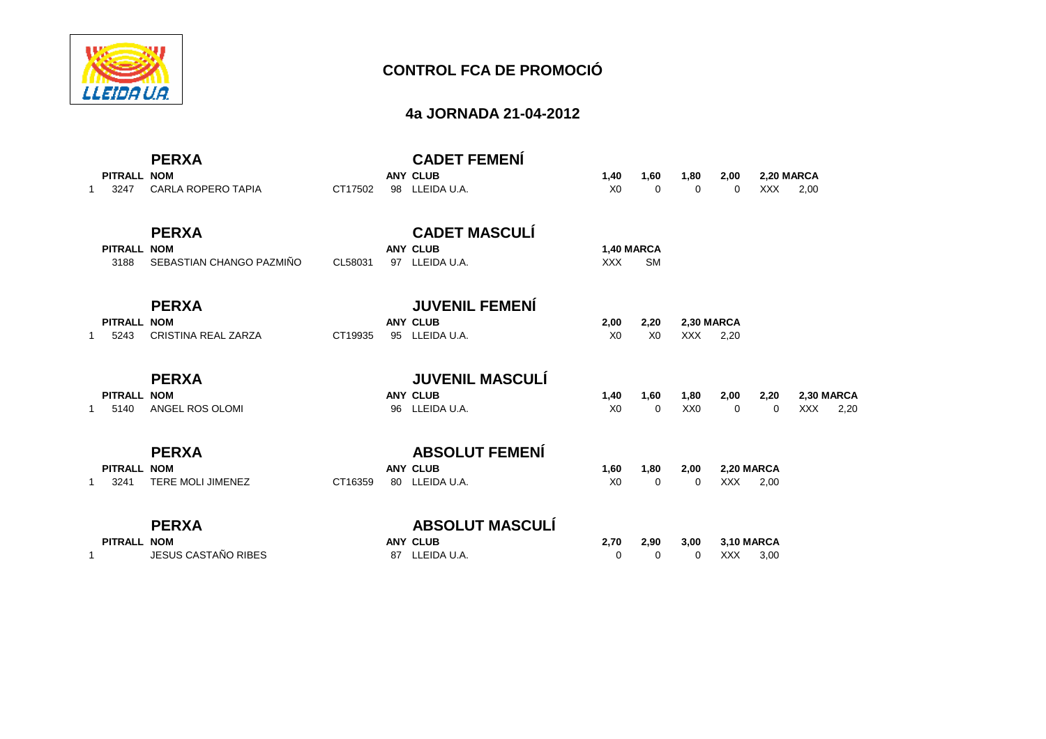# CONTROL FCA DE PROMOCIÓ

## 4a JORNADA 21-04-2012

### PERXA — CADET FEMENÍ

| | PITRALL | NOM | | ANY | CLUB | 1,40 | 1,60 | 1,80 | 2,00 | 2,20 | MARCA |
|---|---|---|---|---|---|---|---|---|---|---|---|
| 1 | 3247 | CARLA ROPERO TAPIA | CT17502 | 98 | LLEIDA U.A. | X0 | 0 | 0 | 0 | XXX | 2,00 |

### PERXA — CADET MASCULÍ

| | PITRALL | NOM | | ANY | CLUB | 1,40 | MARCA |
|---|---|---|---|---|---|---|---|
| | 3188 | SEBASTIAN CHANGO PAZMIÑO | CL58031 | 97 | LLEIDA U.A. | XXX | SM |

### PERXA — JUVENIL FEMENÍ

| | PITRALL | NOM | | ANY | CLUB | 2,00 | 2,20 | 2,30 | MARCA |
|---|---|---|---|---|---|---|---|---|---|
| 1 | 5243 | CRISTINA REAL ZARZA | CT19935 | 95 | LLEIDA U.A. | X0 | X0 | XXX | 2,20 |

### PERXA — JUVENIL MASCULÍ

| | PITRALL | NOM | ANY | CLUB | 1,40 | 1,60 | 1,80 | 2,00 | 2,20 | 2,30 | MARCA |
|---|---|---|---|---|---|---|---|---|---|---|---|
| 1 | 5140 | ANGEL ROS OLOMI | 96 | LLEIDA U.A. | X0 | 0 | XX0 | 0 | 0 | XXX | 2,20 |

### PERXA — ABSOLUT FEMENÍ

| | PITRALL | NOM | | ANY | CLUB | 1,60 | 1,80 | 2,00 | 2,20 | MARCA |
|---|---|---|---|---|---|---|---|---|---|---|
| 1 | 3241 | TERE MOLI JIMENEZ | CT16359 | 80 | LLEIDA U.A. | X0 | 0 | 0 | XXX | 2,00 |

### PERXA — ABSOLUT MASCULÍ

| | PITRALL | NOM | ANY | CLUB | 2,70 | 2,90 | 3,00 | 3,10 | MARCA |
|---|---|---|---|---|---|---|---|---|---|
| 1 | | JESUS CASTAÑO RIBES | 87 | LLEIDA U.A. | 0 | 0 | 0 | XXX | 3,00 |